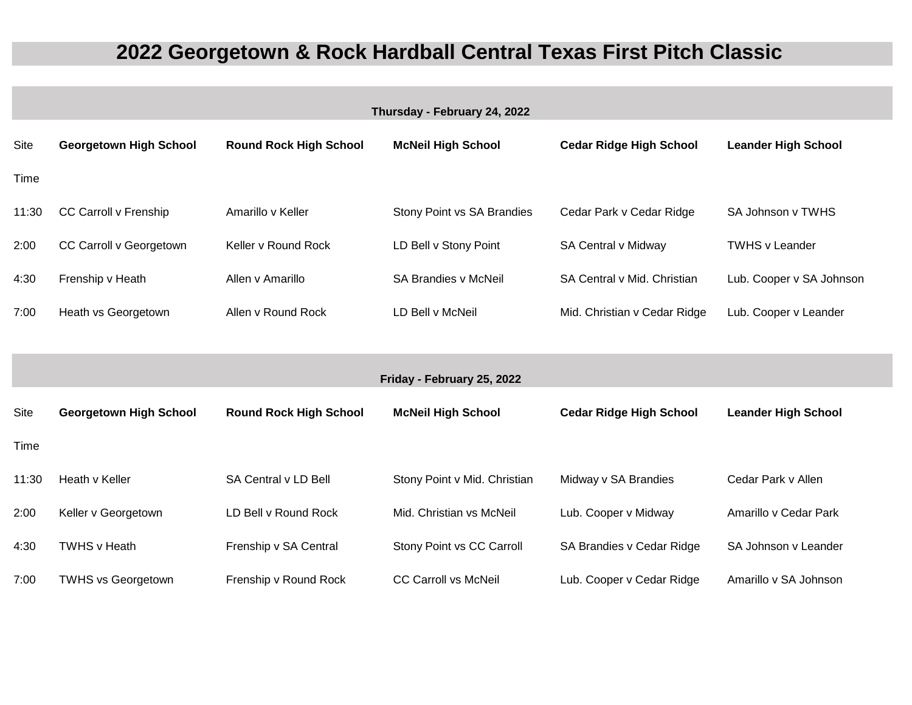# 2022 Georgetown & Rock Hardball Central Texas First Pitch Classic

## Thursday - February 24, 2022

| Site | **Georgetown High School** | **Round Rock High School** | **McNeil High School** | **Cedar Ridge High School** | **Leander High School** |
|---|---|---|---|---|---|
| Time | | | | | |
| 11:30 | CC Carroll v Frenship | Amarillo v Keller | Stony Point vs SA Brandies | Cedar Park v Cedar Ridge | SA Johnson v TWHS |
| 2:00 | CC Carroll v Georgetown | Keller v Round Rock | LD Bell v Stony Point | SA Central v Midway | TWHS v Leander |
| 4:30 | Frenship v Heath | Allen v Amarillo | SA Brandies v McNeil | SA Central v Mid. Christian | Lub. Cooper v SA Johnson |
| 7:00 | Heath vs Georgetown | Allen v Round Rock | LD Bell v McNeil | Mid. Christian v Cedar Ridge | Lub. Cooper v Leander |

## Friday - February 25, 2022

| Site | **Georgetown High School** | **Round Rock High School** | **McNeil High School** | **Cedar Ridge High School** | **Leander High School** |
|---|---|---|---|---|---|
| Time | | | | | |
| 11:30 | Heath v Keller | SA Central v LD Bell | Stony Point v Mid. Christian | Midway v SA Brandies | Cedar Park v Allen |
| 2:00 | Keller v Georgetown | LD Bell v Round Rock | Mid. Christian vs McNeil | Lub. Cooper v Midway | Amarillo v Cedar Park |
| 4:30 | TWHS v Heath | Frenship v SA Central | Stony Point vs CC Carroll | SA Brandies v Cedar Ridge | SA Johnson v Leander |
| 7:00 | TWHS vs Georgetown | Frenship v Round Rock | CC Carroll vs McNeil | Lub. Cooper v Cedar Ridge | Amarillo v SA Johnson |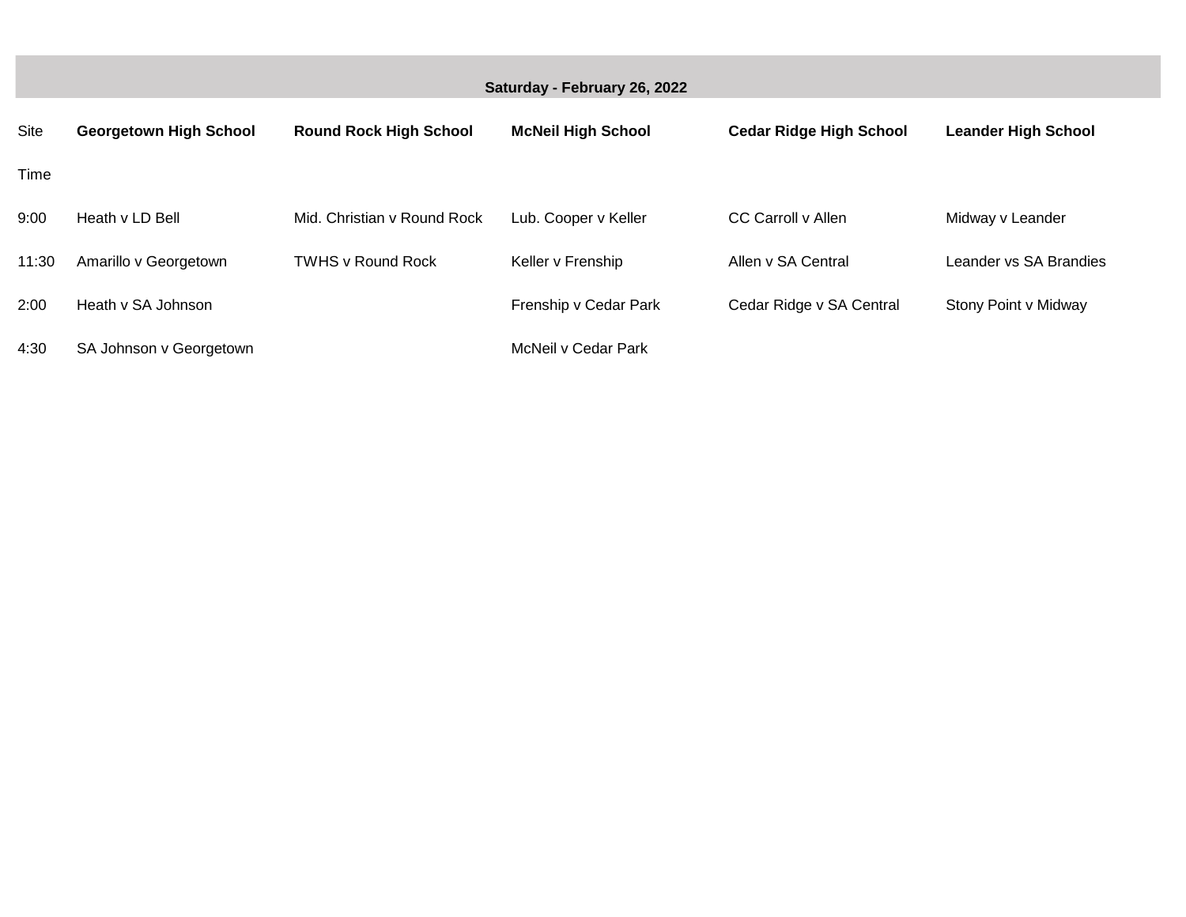**Saturday - February 26, 2022**

| Site | Georgetown High School | Round Rock High School | McNeil High School | Cedar Ridge High School | Leander High School |
|---|---|---|---|---|---|
| Time | | | | | |
| 9:00 | Heath v LD Bell | Mid. Christian v Round Rock | Lub. Cooper v Keller | CC Carroll v Allen | Midway v Leander |
| 11:30 | Amarillo v Georgetown | TWHS v Round Rock | Keller v Frenship | Allen v SA Central | Leander vs SA Brandies |
| 2:00 | Heath v SA Johnson | | Frenship v Cedar Park | Cedar Ridge v SA Central | Stony Point v Midway |
| 4:30 | SA Johnson v Georgetown | | McNeil v Cedar Park | | |